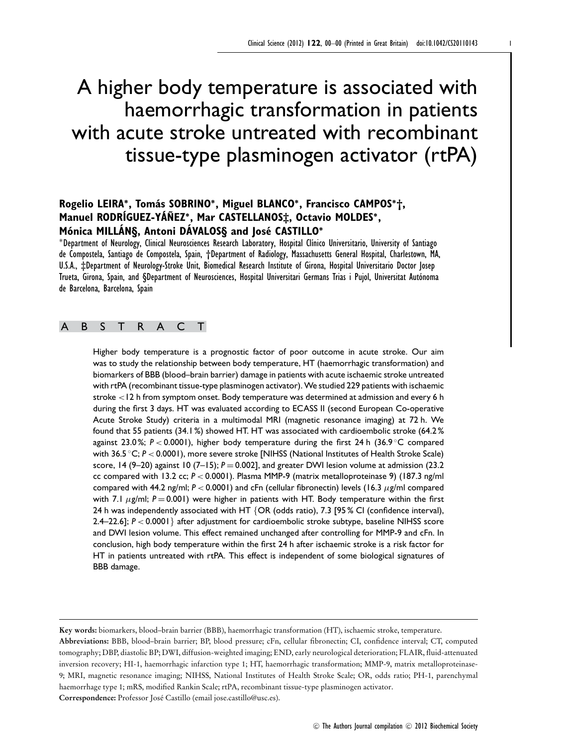# A higher body temperature is associated with haemorrhagic transformation in patients with acute stroke untreated with recombinant tissue-type plasminogen activator (rtPA)

**Rogelio LEIRA\*, Tomás SOBRINO\*, Miguel BLANCO\*, Francisco CAMPOS\*†, Manuel RODRÍGUEZ-YÁÑEZ\*, Mar CASTELLANOS‡, Octavio MOLDES\*, Mónica MILLÁN§, Antoni DÁVALOS§ and José CASTILLO\***

\*Department of Neurology, Clinical Neurosciences Research Laboratory, Hospital Clínico Universitario, University of Santiago de Compostela, Santiago de Compostela, Spain, †Department of Radiology, Massachusetts General Hospital, Charlestown, MA, U.S.A., ‡Department of Neurology-Stroke Unit, Biomedical Research Institute of Girona, Hospital Universitario Doctor Josep Trueta, Girona, Spain, and §Department of Neurosciences, Hospital Universitari Germans Trias i Pujol, Universitat Autónoma de Barcelona, Barcelona, Spain

## ABSTRACT

Higher body temperature is a prognostic factor of poor outcome in acute stroke. Our aim was to study the relationship between body temperature, HT (haemorrhagic transformation) and biomarkers of BBB (blood–brain barrier) damage in patients with acute ischaemic stroke untreated with rtPA (recombinant tissue-type plasminogen activator). We studied 229 patients with ischaemic stroke <12 h from symptom onset. Body temperature was determined at admission and every 6 h during the first 3 days. HT was evaluated according to ECASS II (second European Co-operative Acute Stroke Study) criteria in a multimodal MRI (magnetic resonance imaging) at 72 h. We found that 55 patients (34.1 %) showed HT. HT was associated with cardioembolic stroke (64.2 % against 23.0 %; $P < 0.0001$), higher body temperature during the first 24 h (36.9 °C compared with 36.5 °C; $P < 0.0001$), more severe stroke [NIHSS (National Institutes of Health Stroke Scale) score, 14 (9–20) against 10 (7–15); $P = 0.002$], and greater DWI lesion volume at admission (23.2 cc compared with 13.2 cc; $P < 0.0001$). Plasma MMP-9 (matrix metalloproteinase 9) (187.3 ng/ml compared with 44.2 ng/ml; $P < 0.0001$) and cFn (cellular fibronectin) levels (16.3 $\mu$g/ml compared with 7.1 $\mu$g/ml; $P = 0.001$) were higher in patients with HT. Body temperature within the first 24 h was independently associated with HT {OR (odds ratio), 7.3 [95 % CI (confidence interval), 2.4–22.6]; $P < 0.0001$} after adjustment for cardioembolic stroke subtype, baseline NIHSS score and DWI lesion volume. This effect remained unchanged after controlling for MMP-9 and cFn. In conclusion, high body temperature within the first 24 h after ischaemic stroke is a risk factor for HT in patients untreated with rtPA. This effect is independent of some biological signatures of BBB damage.

**Key words:** biomarkers, blood–brain barrier (BBB), haemorrhagic transformation (HT), ischaemic stroke, temperature.

**Abbreviations:** BBB, blood–brain barrier; BP, blood pressure; cFn, cellular fibronectin; CI, confidence interval; CT, computed tomography; DBP, diastolic BP; DWI, diffusion-weighted imaging; END, early neurological deterioration; FLAIR, fluid-attenuated inversion recovery; HI-1, haemorrhagic infarction type 1; HT, haemorrhagic transformation; MMP-9, matrix metalloproteinase-9; MRI, magnetic resonance imaging; NIHSS, National Institutes of Health Stroke Scale; OR, odds ratio; PH-1, parenchymal haemorrhage type 1; mRS, modified Rankin Scale; rtPA, recombinant tissue-type plasminogen activator.

**Correspondence:** Professor José Castillo (email jose.castillo@usc.es).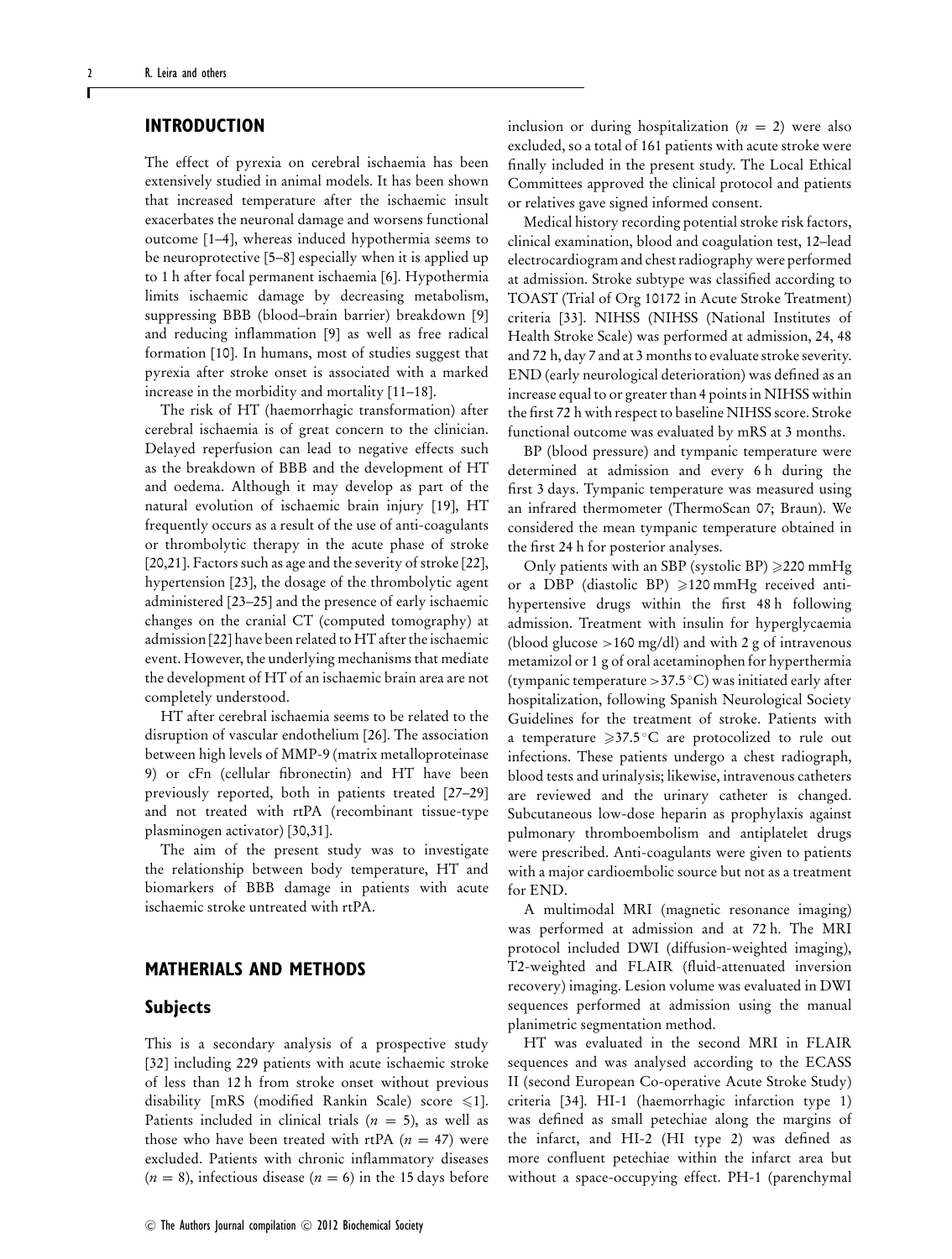## INTRODUCTION

The effect of pyrexia on cerebral ischaemia has been extensively studied in animal models. It has been shown that increased temperature after the ischaemic insult exacerbates the neuronal damage and worsens functional outcome [1–4], whereas induced hypothermia seems to be neuroprotective [5–8] especially when it is applied up to 1 h after focal permanent ischaemia [6]. Hypothermia limits ischaemic damage by decreasing metabolism, suppressing BBB (blood–brain barrier) breakdown [9] and reducing inflammation [9] as well as free radical formation [10]. In humans, most of studies suggest that pyrexia after stroke onset is associated with a marked increase in the morbidity and mortality [11–18].

The risk of HT (haemorrhagic transformation) after cerebral ischaemia is of great concern to the clinician. Delayed reperfusion can lead to negative effects such as the breakdown of BBB and the development of HT and oedema. Although it may develop as part of the natural evolution of ischaemic brain injury [19], HT frequently occurs as a result of the use of anti-coagulants or thrombolytic therapy in the acute phase of stroke [20,21]. Factors such as age and the severity of stroke [22], hypertension [23], the dosage of the thrombolytic agent administered [23–25] and the presence of early ischaemic changes on the cranial CT (computed tomography) at admission [22] have been related to HT after the ischaemic event. However, the underlying mechanisms that mediate the development of HT of an ischaemic brain area are not completely understood.

HT after cerebral ischaemia seems to be related to the disruption of vascular endothelium [26]. The association between high levels of MMP-9 (matrix metalloproteinase 9) or cFn (cellular fibronectin) and HT have been previously reported, both in patients treated [27–29] and not treated with rtPA (recombinant tissue-type plasminogen activator) [30,31].

The aim of the present study was to investigate the relationship between body temperature, HT and biomarkers of BBB damage in patients with acute ischaemic stroke untreated with rtPA.

## MATHERIALS AND METHODS

### Subjects

This is a secondary analysis of a prospective study [32] including 229 patients with acute ischaemic stroke of less than 12 h from stroke onset without previous disability [mRS (modified Rankin Scale) score $\leqslant$1]. Patients included in clinical trials ($n = 5$), as well as those who have been treated with rtPA ($n = 47$) were excluded. Patients with chronic inflammatory diseases ($n = 8$), infectious disease ($n = 6$) in the 15 days before inclusion or during hospitalization ($n = 2$) were also excluded, so a total of 161 patients with acute stroke were finally included in the present study. The Local Ethical Committees approved the clinical protocol and patients or relatives gave signed informed consent.

Medical history recording potential stroke risk factors, clinical examination, blood and coagulation test, 12-lead electrocardiogram and chest radiography were performed at admission. Stroke subtype was classified according to TOAST (Trial of Org 10172 in Acute Stroke Treatment) criteria [33]. NIHSS (NIHSS (National Institutes of Health Stroke Scale) was performed at admission, 24, 48 and 72 h, day 7 and at 3 months to evaluate stroke severity. END (early neurological deterioration) was defined as an increase equal to or greater than 4 points in NIHSS within the first 72 h with respect to baseline NIHSS score. Stroke functional outcome was evaluated by mRS at 3 months.

BP (blood pressure) and tympanic temperature were determined at admission and every 6 h during the first 3 days. Tympanic temperature was measured using an infrared thermometer (ThermoScan 07; Braun). We considered the mean tympanic temperature obtained in the first 24 h for posterior analyses.

Only patients with an SBP (systolic BP) $\geqslant$220 mmHg or a DBP (diastolic BP) $\geqslant$120 mmHg received anti-hypertensive drugs within the first 48 h following admission. Treatment with insulin for hyperglycaemia (blood glucose >160 mg/dl) and with 2 g of intravenous metamizol or 1 g of oral acetaminophen for hyperthermia (tympanic temperature >37.5 °C) was initiated early after hospitalization, following Spanish Neurological Society Guidelines for the treatment of stroke. Patients with a temperature $\geqslant$37.5 °C are protocolized to rule out infections. These patients undergo a chest radiograph, blood tests and urinalysis; likewise, intravenous catheters are reviewed and the urinary catheter is changed. Subcutaneous low-dose heparin as prophylaxis against pulmonary thromboembolism and antiplatelet drugs were prescribed. Anti-coagulants were given to patients with a major cardioembolic source but not as a treatment for END.

A multimodal MRI (magnetic resonance imaging) was performed at admission and at 72 h. The MRI protocol included DWI (diffusion-weighted imaging), T2-weighted and FLAIR (fluid-attenuated inversion recovery) imaging. Lesion volume was evaluated in DWI sequences performed at admission using the manual planimetric segmentation method.

HT was evaluated in the second MRI in FLAIR sequences and was analysed according to the ECASS II (second European Co-operative Acute Stroke Study) criteria [34]. HI-1 (haemorrhagic infarction type 1) was defined as small petechiae along the margins of the infarct, and HI-2 (HI type 2) was defined as more confluent petechiae within the infarct area but without a space-occupying effect. PH-1 (parenchymal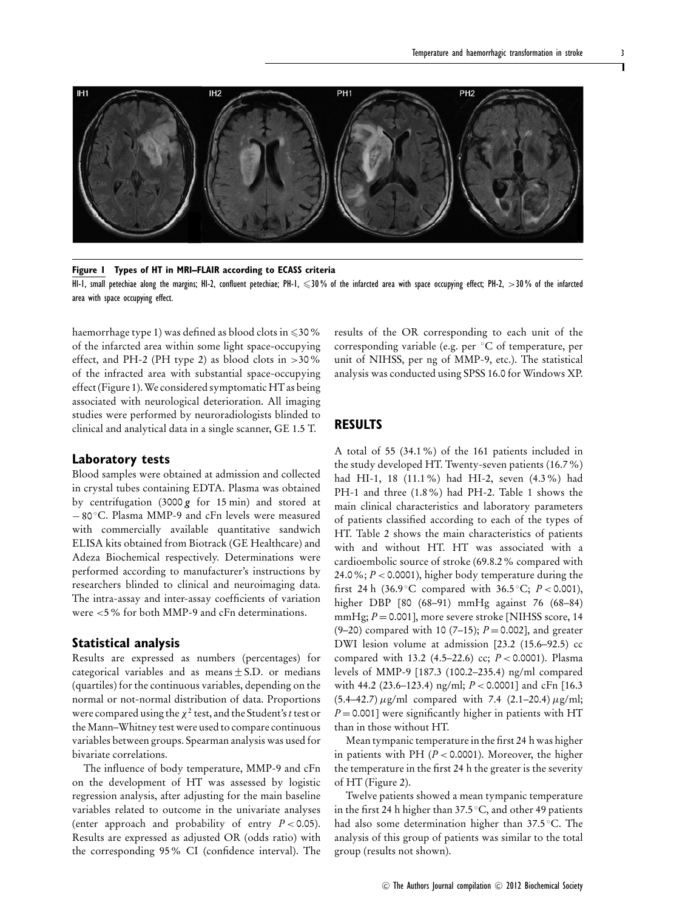**Figure 1 Types of HT in MRI–FLAIR according to ECASS criteria**

HI-1, small petechiae along the margins; HI-2, confluent petechiae; PH-1, ≤30 % of the infarcted area with space occupying effect; PH-2, >30 % of the infarcted area with space occupying effect.

haemorrhage type 1) was defined as blood clots in ≤30 % of the infarcted area within some light space-occupying effect, and PH-2 (PH type 2) as blood clots in >30 % of the infracted area with substantial space-occupying effect (Figure 1). We considered symptomatic HT as being associated with neurological deterioration. All imaging studies were performed by neuroradiologists blinded to clinical and analytical data in a single scanner, GE 1.5 T.

### Laboratory tests

Blood samples were obtained at admission and collected in crystal tubes containing EDTA. Plasma was obtained by centrifugation (3000 ***g*** for 15 min) and stored at −80 °C. Plasma MMP-9 and cFn levels were measured with commercially available quantitative sandwich ELISA kits obtained from Biotrack (GE Healthcare) and Adeza Biochemical respectively. Determinations were performed according to manufacturer's instructions by researchers blinded to clinical and neuroimaging data. The intra-assay and inter-assay coefficients of variation were <5 % for both MMP-9 and cFn determinations.

### Statistical analysis

Results are expressed as numbers (percentages) for categorical variables and as means ± S.D. or medians (quartiles) for the continuous variables, depending on the normal or not-normal distribution of data. Proportions were compared using the $\chi^2$ test, and the Student's *t* test or the Mann–Whitney test were used to compare continuous variables between groups. Spearman analysis was used for bivariate correlations.

The influence of body temperature, MMP-9 and cFn on the development of HT was assessed by logistic regression analysis, after adjusting for the main baseline variables related to outcome in the univariate analyses (enter approach and probability of entry $P < 0.05$). Results are expressed as adjusted OR (odds ratio) with the corresponding 95 % CI (confidence interval). The results of the OR corresponding to each unit of the corresponding variable (e.g. per °C of temperature, per unit of NIHSS, per ng of MMP-9, etc.). The statistical analysis was conducted using SPSS 16.0 for Windows XP.

## RESULTS

A total of 55 (34.1 %) of the 161 patients included in the study developed HT. Twenty-seven patients (16.7 %) had HI-1, 18 (11.1 %) had HI-2, seven (4.3 %) had PH-1 and three (1.8 %) had PH-2. Table 1 shows the main clinical characteristics and laboratory parameters of patients classified according to each of the types of HT. Table 2 shows the main characteristics of patients with and without HT. HT was associated with a cardioembolic source of stroke (69.8.2 % compared with 24.0 %; $P < 0.0001$), higher body temperature during the first 24 h (36.9 °C compared with 36.5 °C; $P < 0.001$), higher DBP [80 (68–91) mmHg against 76 (68–84) mmHg; $P = 0.001$], more severe stroke [NIHSS score, 14 (9–20) compared with 10 (7–15); $P = 0.002$], and greater DWI lesion volume at admission [23.2 (15.6–92.5) cc compared with 13.2 (4.5–22.6) cc; $P < 0.0001$). Plasma levels of MMP-9 [187.3 (100.2–235.4) ng/ml compared with 44.2 (23.6–123.4) ng/ml; $P < 0.0001$] and cFn [16.3 (5.4–42.7) μg/ml compared with 7.4 (2.1–20.4) μg/ml; $P = 0.001$] were significantly higher in patients with HT than in those without HT.

Mean tympanic temperature in the first 24 h was higher in patients with PH ($P < 0.0001$). Moreover, the higher the temperature in the first 24 h the greater is the severity of HT (Figure 2).

Twelve patients showed a mean tympanic temperature in the first 24 h higher than 37.5 °C, and other 49 patients had also some determination higher than 37.5 °C. The analysis of this group of patients was similar to the total group (results not shown).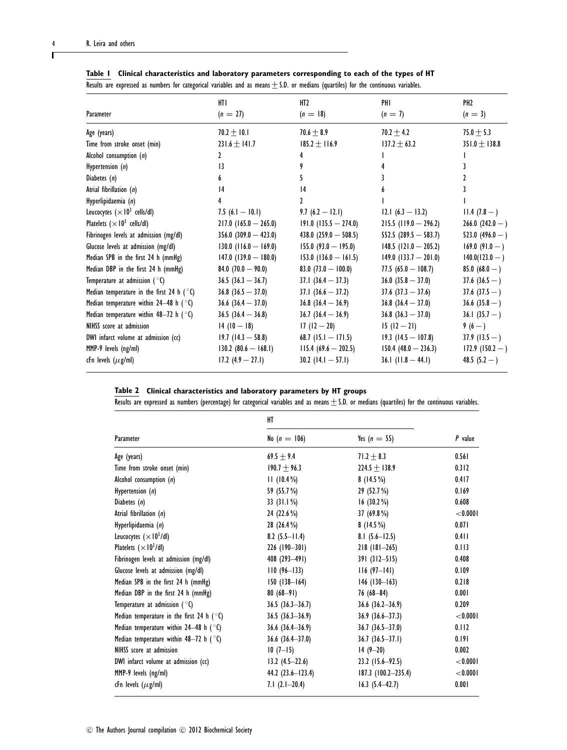**Table 1 Clinical characteristics and laboratory parameters corresponding to each of the types of HT**

Results are expressed as numbers for categorical variables and as means ± S.D. or medians (quartiles) for the continuous variables.

| Parameter | HT1 ($n = 27$) | HT2 ($n = 18$) | PH1 ($n = 7$) | PH2 ($n = 3$) |
|---|---|---|---|---|
| Age (years) | 70.2 ± 10.1 | 70.6 ± 8.9 | 70.2 ± 4.2 | 75.0 ± 5.3 |
| Time from stroke onset (min) | 231.6 ± 141.7 | 185.2 ± 116.9 | 137.2 ± 63.2 | 351.0 ± 138.8 |
| Alcohol consumption ($n$) | 2 | 4 | 1 | 1 |
| Hypertension ($n$) | 13 | 9 | 4 | 3 |
| Diabetes ($n$) | 6 | 5 | 3 | 2 |
| Atrial fibrillation ($n$) | 14 | 14 | 6 | 3 |
| Hyperlipidaemia ($n$) | 4 | 2 | 1 | 1 |
| Leucocytes ($\times 10^3$ cells/dl) | 7.5 (6.1 − 10.1) | 9.7 (6.2 − 12.1) | 12.1 (6.3 − 13.2) | 11.4 (7.8 − ) |
| Platelets ($\times 10^3$ cells/dl) | 217.0 (165.0 − 265.0) | 191.0 (135.5 − 274.0) | 215.5 (119.0 − 296.2) | 266.0 (242.0 − ) |
| Fibrinogen levels at admission (mg/dl) | 356.0 (309.0 − 423.0) | 438.0 (259.0 − 508.5) | 552.5 (289.5 − 583.7) | 523.0 (496.0 − ) |
| Glucose levels at admission (mg/dl) | 130.0 (116.0 − 169.0) | 155.0 (93.0 − 195.0) | 148.5 (121.0 − 205.2) | 169.0 (91.0 − ) |
| Median SPB in the first 24 h (mmHg) | 147.0 (139.0 − 180.0) | 153.0 (136.0 − 161.5) | 149.0 (133.7 − 201.0) | 140.0(123.0 − ) |
| Median DBP in the first 24 h (mmHg) | 84.0 (70.0 − 90.0) | 83.0 (73.0 − 100.0) | 77.5 (65.0 − 108.7) | 85.0 (68.0 − ) |
| Temperature at admission (°C) | 36.5 (36.3 − 36.7) | 37.1 (36.4 − 37.3) | 36.0 (35.8 − 37.0) | 37.6 (36.5 − ) |
| Median temperature in the first 24 h (°C) | 36.8 (36.5 − 37.0) | 37.1 (36.6 − 37.2) | 37.6 (37.3 − 37.6) | 37.6 (37.5 − ) |
| Median temperature within 24–48 h (°C) | 36.6 (36.4 − 37.0) | 36.8 (36.4 − 36.9) | 36.8 (36.4 − 37.0) | 36.6 (35.8 − ) |
| Median temperature within 48–72 h (°C) | 36.5 (36.4 − 36.8) | 36.7 (36.4 − 36.9) | 36.8 (36.3 − 37.0) | 36.1 (35.7 − ) |
| NIHSS score at admission | 14 (10 − 18) | 17 (12 − 20) | 15 (12 − 21) | 9 (6 − ) |
| DWI infarct volume at admission (cc) | 19.7 (14.3 − 58.8) | 68.7 (15.1 − 171.5) | 19.3 (14.5 − 107.8) | 37.9 (13.5 − ) |
| MMP-9 levels (ng/ml) | 130.2 (80.6 − 168.1) | 115.4 (69.6 − 202.5) | 150.4 (48.0 − 236.3) | 172.9 (150.2 − ) |
| cFn levels (μg/ml) | 17.2 (4.9 − 27.1) | 30.2 (14.1 − 57.1) | 36.1 (11.8 − 44.1) | 48.5 (5.2 − ) |

**Table 2 Clinical characteristics and laboratory parameters by HT groups**

Results are expressed as numbers (percentage) for categorical variables and as means ± S.D. or medians (quartiles) for the continuous variables.

| | HT | | |
|---|---|---|---|
| Parameter | No ($n = 106$) | Yes ($n = 55$) | $P$ value |
| Age (years) | 69.5 ± 9.4 | 71.2 ± 8.3 | 0.561 |
| Time from stroke onset (min) | 190.7 ± 96.3 | 224.5 ± 138.9 | 0.312 |
| Alcohol consumption ($n$) | 11 (10.4 %) | 8 (14.5 %) | 0.417 |
| Hypertension ($n$) | 59 (55.7 %) | 29 (52.7 %) | 0.169 |
| Diabetes ($n$) | 33 (31.1 %) | 16 (30.2 %) | 0.608 |
| Atrial fibrillation ($n$) | 24 (22.6 %) | 37 (69.8 %) | <0.0001 |
| Hyperlipidaemia ($n$) | 28 (26.4 %) | 8 (14.5 %) | 0.071 |
| Leucocytes ($\times 10^3$/dl) | 8.2 (5.5–11.4) | 8.1 (5.6–12.5) | 0.411 |
| Platelets ($\times 10^3$/dl) | 226 (190–301) | 218 (181–265) | 0.113 |
| Fibrinogen levels at admission (mg/dl) | 408 (293–491) | 391 (312–515) | 0.408 |
| Glucose levels at admission (mg/dl) | 110 (96–133) | 116 (97–141) | 0.109 |
| Median SPB in the first 24 h (mmHg) | 150 (138–164) | 146 (130–163) | 0.218 |
| Median DBP in the first 24 h (mmHg) | 80 (68–91) | 76 (68–84) | 0.001 |
| Temperature at admission (°C) | 36.5 (36.3–36.7) | 36.6 (36.2–36.9) | 0.209 |
| Median temperature in the first 24 h (°C) | 36.5 (36.3–36.9) | 36.9 (36.6–37.3) | <0.0001 |
| Median temperature within 24–48 h (°C) | 36.6 (36.4–36.9) | 36.7 (36.5–37.0) | 0.112 |
| Median temperature within 48–72 h (°C) | 36.6 (36.4–37.0) | 36.7 (36.5–37.1) | 0.191 |
| NIHSS score at admission | 10 (7–15) | 14 (9–20) | 0.002 |
| DWI infarct volume at admission (cc) | 13.2 (4.5–22.6) | 23.2 (15.6–92.5) | <0.0001 |
| MMP-9 levels (ng/ml) | 44.2 (23.6–123.4) | 187.3 (100.2–235.4) | <0.0001 |
| cFn levels (μg/ml) | 7.1 (2.1–20.4) | 16.3 (5.4–42.7) | 0.001 |

© The Authors Journal compilation © 2012 Biochemical Society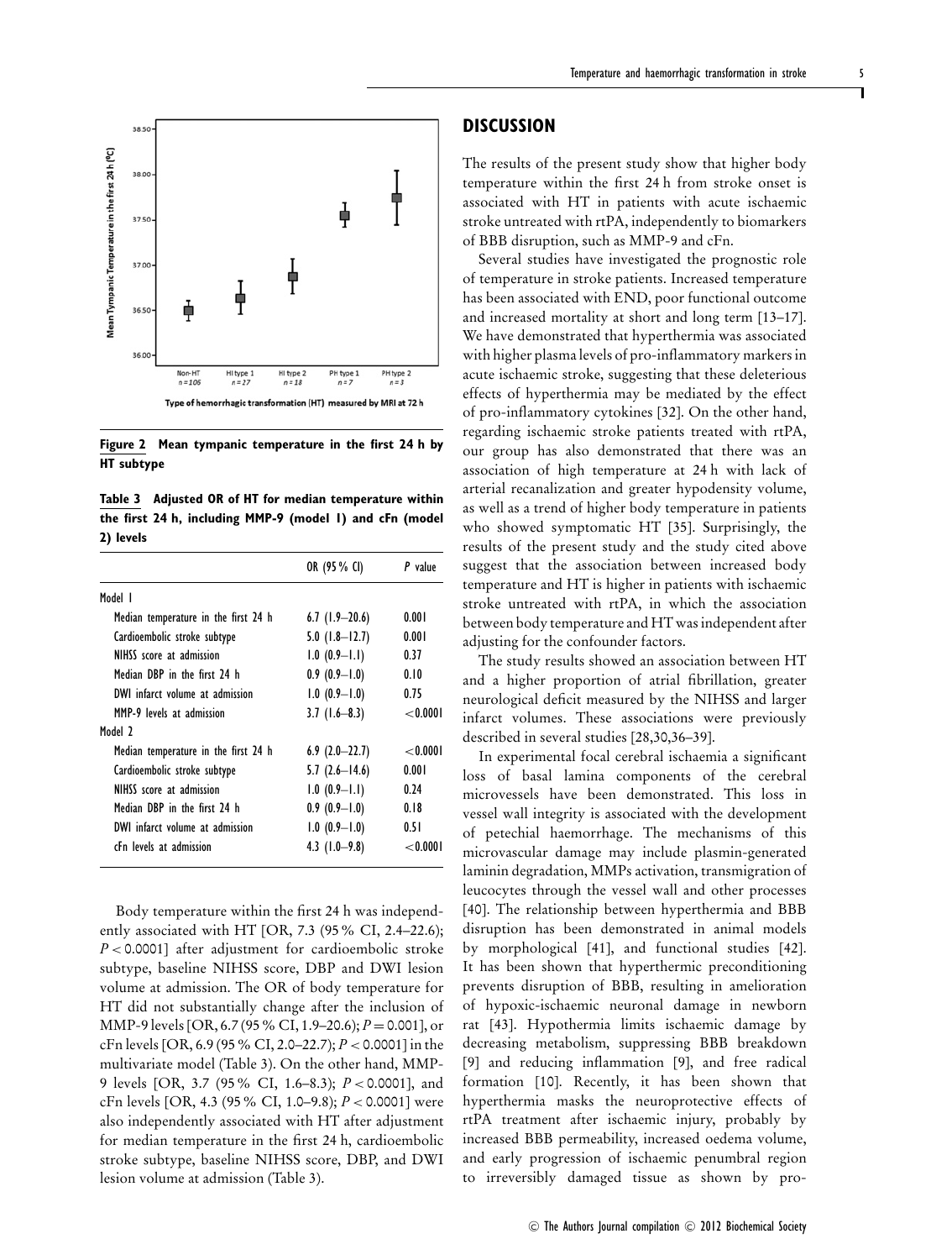Figure 2 Mean tympanic temperature in the first 24 h by HT subtype

Table 3 Adjusted OR of HT for median temperature within the first 24 h, including MMP-9 (model 1) and cFn (model 2) levels

| | OR (95 % CI) | P value |
|---|---|---|
| Model 1 | | |
| Median temperature in the first 24 h | 6.7 (1.9–20.6) | 0.001 |
| Cardioembolic stroke subtype | 5.0 (1.8–12.7) | 0.001 |
| NIHSS score at admission | 1.0 (0.9–1.1) | 0.37 |
| Median DBP in the first 24 h | 0.9 (0.9–1.0) | 0.10 |
| DWI infarct volume at admission | 1.0 (0.9–1.0) | 0.75 |
| MMP-9 levels at admission | 3.7 (1.6–8.3) | <0.0001 |
| Model 2 | | |
| Median temperature in the first 24 h | 6.9 (2.0–22.7) | <0.0001 |
| Cardioembolic stroke subtype | 5.7 (2.6–14.6) | 0.001 |
| NIHSS score at admission | 1.0 (0.9–1.1) | 0.24 |
| Median DBP in the first 24 h | 0.9 (0.9–1.0) | 0.18 |
| DWI infarct volume at admission | 1.0 (0.9–1.0) | 0.51 |
| cFn levels at admission | 4.3 (1.0–9.8) | <0.0001 |

Body temperature within the first 24 h was independently associated with HT [OR, 7.3 (95 % CI, 2.4–22.6); $P < 0.0001$] after adjustment for cardioembolic stroke subtype, baseline NIHSS score, DBP and DWI lesion volume at admission. The OR of body temperature for HT did not substantially change after the inclusion of MMP-9 levels [OR, 6.7 (95 % CI, 1.9–20.6); $P = 0.001$], or cFn levels [OR, 6.9 (95 % CI, 2.0–22.7); $P < 0.0001$] in the multivariate model (Table 3). On the other hand, MMP-9 levels [OR, 3.7 (95 % CI, 1.6–8.3); $P < 0.0001$], and cFn levels [OR, 4.3 (95 % CI, 1.0–9.8); $P < 0.0001$] were also independently associated with HT after adjustment for median temperature in the first 24 h, cardioembolic stroke subtype, baseline NIHSS score, DBP, and DWI lesion volume at admission (Table 3).

## DISCUSSION

The results of the present study show that higher body temperature within the first 24 h from stroke onset is associated with HT in patients with acute ischaemic stroke untreated with rtPA, independently to biomarkers of BBB disruption, such as MMP-9 and cFn.

Several studies have investigated the prognostic role of temperature in stroke patients. Increased temperature has been associated with END, poor functional outcome and increased mortality at short and long term [13–17]. We have demonstrated that hyperthermia was associated with higher plasma levels of pro-inflammatory markers in acute ischaemic stroke, suggesting that these deleterious effects of hyperthermia may be mediated by the effect of pro-inflammatory cytokines [32]. On the other hand, regarding ischaemic stroke patients treated with rtPA, our group has also demonstrated that there was an association of high temperature at 24 h with lack of arterial recanalization and greater hypodensity volume, as well as a trend of higher body temperature in patients who showed symptomatic HT [35]. Surprisingly, the results of the present study and the study cited above suggest that the association between increased body temperature and HT is higher in patients with ischaemic stroke untreated with rtPA, in which the association between body temperature and HT was independent after adjusting for the confounder factors.

The study results showed an association between HT and a higher proportion of atrial fibrillation, greater neurological deficit measured by the NIHSS and larger infarct volumes. These associations were previously described in several studies [28,30,36–39].

In experimental focal cerebral ischaemia a significant loss of basal lamina components of the cerebral microvessels have been demonstrated. This loss in vessel wall integrity is associated with the development of petechial haemorrhage. The mechanisms of this microvascular damage may include plasmin-generated laminin degradation, MMPs activation, transmigration of leucocytes through the vessel wall and other processes [40]. The relationship between hyperthermia and BBB disruption has been demonstrated in animal models by morphological [41], and functional studies [42]. It has been shown that hyperthermic preconditioning prevents disruption of BBB, resulting in amelioration of hypoxic-ischaemic neuronal damage in newborn rat [43]. Hypothermia limits ischaemic damage by decreasing metabolism, suppressing BBB breakdown [9] and reducing inflammation [9], and free radical formation [10]. Recently, it has been shown that hyperthermia masks the neuroprotective effects of rtPA treatment after ischaemic injury, probably by increased BBB permeability, increased oedema volume, and early progression of ischaemic penumbral region to irreversibly damaged tissue as shown by pro-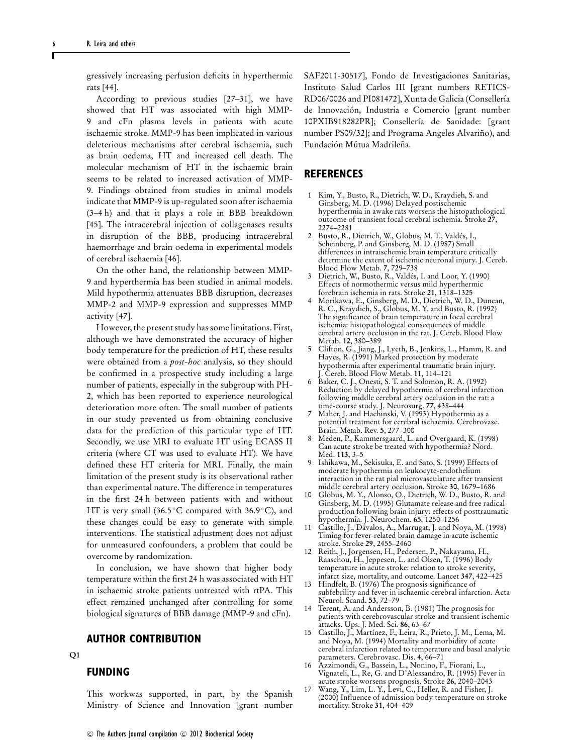gressively increasing perfusion deficits in hyperthermic rats [44].

According to previous studies [27–31], we have showed that HT was associated with high MMP-9 and cFn plasma levels in patients with acute ischaemic stroke. MMP-9 has been implicated in various deleterious mechanisms after cerebral ischaemia, such as brain oedema, HT and increased cell death. The molecular mechanism of HT in the ischaemic brain seems to be related to increased activation of MMP-9. Findings obtained from studies in animal models indicate that MMP-9 is up-regulated soon after ischaemia (3–4 h) and that it plays a role in BBB breakdown [45]. The intracerebral injection of collagenases results in disruption of the BBB, producing intracerebral haemorrhage and brain oedema in experimental models of cerebral ischaemia [46].

On the other hand, the relationship between MMP-9 and hyperthermia has been studied in animal models. Mild hypothermia attenuates BBB disruption, decreases MMP-2 and MMP-9 expression and suppresses MMP activity [47].

However, the present study has some limitations. First, although we have demonstrated the accuracy of higher body temperature for the prediction of HT, these results were obtained from a *post-hoc* analysis, so they should be confirmed in a prospective study including a large number of patients, especially in the subgroup with PH-2, which has been reported to experience neurological deterioration more often. The small number of patients in our study prevented us from obtaining conclusive data for the prediction of this particular type of HT. Secondly, we use MRI to evaluate HT using ECASS II criteria (where CT was used to evaluate HT). We have defined these HT criteria for MRI. Finally, the main limitation of the present study is its observational rather than experimental nature. The difference in temperatures in the first 24 h between patients with and without HT is very small (36.5 °C compared with 36.9 °C), and these changes could be easy to generate with simple interventions. The statistical adjustment does not adjust for unmeasured confounders, a problem that could be overcome by randomization.

In conclusion, we have shown that higher body temperature within the first 24 h was associated with HT in ischaemic stroke patients untreated with rtPA. This effect remained unchanged after controlling for some biological signatures of BBB damage (MMP-9 and cFn).

## AUTHOR CONTRIBUTION

Q1

## FUNDING

This workwas supported, in part, by the Spanish Ministry of Science and Innovation [grant number SAF2011-30517], Fondo de Investigaciones Sanitarias, Instituto Salud Carlos III [grant numbers RETICS-RD06/0026 and PI081472], Xunta de Galicia (Consellería de Innovación, Industria e Comercio [grant number 10PXIB918282PR]; Consellería de Sanidade: [grant number PS09/32]; and Programa Angeles Alvariño), and Fundación Mútua Madrileña.

## REFERENCES

1 Kim, Y., Busto, R., Dietrich, W. D., Kraydieh, S. and Ginsberg, M. D. (1996) Delayed postischemic hyperthermia in awake rats worsens the histopathological outcome of transient focal cerebral ischemia. Stroke **27**, 2274–2281

2 Busto, R., Dietrich, W., Globus, M. T., Valdés, I., Scheinberg, P. and Ginsberg, M. D. (1987) Small differences in intraischemic brain temperature critically determine the extent of ischemic neuronal injury. J. Cereb. Blood Flow Metab. **7**, 729–738

3 Dietrich, W., Busto, R., Valdés, I. and Loor, Y. (1990) Effects of normothermic versus mild hyperthermic forebrain ischemia in rats. Stroke **21**, 1318–1325

4 Morikawa, E., Ginsberg, M. D., Dietrich, W. D., Duncan, R. C., Kraydieh, S., Globus, M. Y. and Busto, R. (1992) The significance of brain temperature in focal cerebral ischemia: histopathological consequences of middle cerebral artery occlusion in the rat. J. Cereb. Blood Flow Metab. **12**, 380–389

5 Clifton, G., Jiang, J., Lyeth, B., Jenkins, L., Hamm, R. and Hayes, R. (1991) Marked protection by moderate hypothermia after experimental traumatic brain injury. J. Cereb. Blood Flow Metab. **11**, 114–121

6 Baker, C. J., Onesti, S. T. and Solomon, R. A. (1992) Reduction by delayed hypothermia of cerebral infarction following middle cerebral artery occlusion in the rat: a time-course study. J. Neurosurg. **77**, 438–444

7 Maher, J. and Hachinski, V. (1993) Hypothermia as a potential treatment for cerebral ischaemia. Cerebrovasc. Brain. Metab. Rev. **5**, 277–300

8 Meden, P., Kammersgaard, L. and Overgaard, K. (1998) Can acute stroke be treated with hypothermia? Nord. Med. **113**, 3–5

9 Ishikawa, M., Sekisuka, E. and Sato, S. (1999) Effects of moderate hypothermia on leukocyte-endothelium interaction in the rat pial microvasculature after transient middle cerebral artery occlusion. Stroke **30**, 1679–1686

10 Globus, M. Y., Alonso, O., Dietrich, W. D., Busto, R. and Ginsberg, M. D. (1995) Glutamate release and free radical production following brain injury: effects of posttraumatic hypothermia. J. Neurochem. **65**, 1250–1256

11 Castillo, J., Dávalos, A., Marrugat, J. and Noya, M. (1998) Timing for fever-related brain damage in acute ischemic stroke. Stroke **29**, 2455–2460

12 Reith, J., Jorgensen, H., Pedersen, P., Nakayama, H., Raaschou, H., Jeppesen, L. and Olsen, T. (1996) Body temperature in acute stroke: relation to stroke severity, infarct size, mortality, and outcome. Lancet **347**, 422–425

13 Hindfelt, B. (1976) The prognosis significance of subfebrility and fever in ischaemic cerebral infarction. Acta Neurol. Scand. **53**, 72–79

14 Terent, A. and Andersson, B. (1981) The prognosis for patients with cerebrovascular stroke and transient ischemic attacks. Ups. J. Med. Sci. **86**, 63–67

15 Castillo, J., Martínez, F., Leira, R., Prieto, J. M., Lema, M. and Noya, M. (1994) Mortality and morbidity of acute cerebral infarction related to temperature and basal analytic parameters. Cerebrovasc. Dis. **4**, 66–71

16 Azzimondi, G., Bassein, L., Nonino, F., Fiorani, L., Vignateli, L., Re, G. and D'Alessandro, R. (1995) Fever in acute stroke worsens prognosis. Stroke **26**, 2040–2043

17 Wang, Y., Lim, L. Y., Levi, C., Heller, R. and Fisher, J. (2000) Influence of admission body temperature on stroke mortality. Stroke **31**, 404–409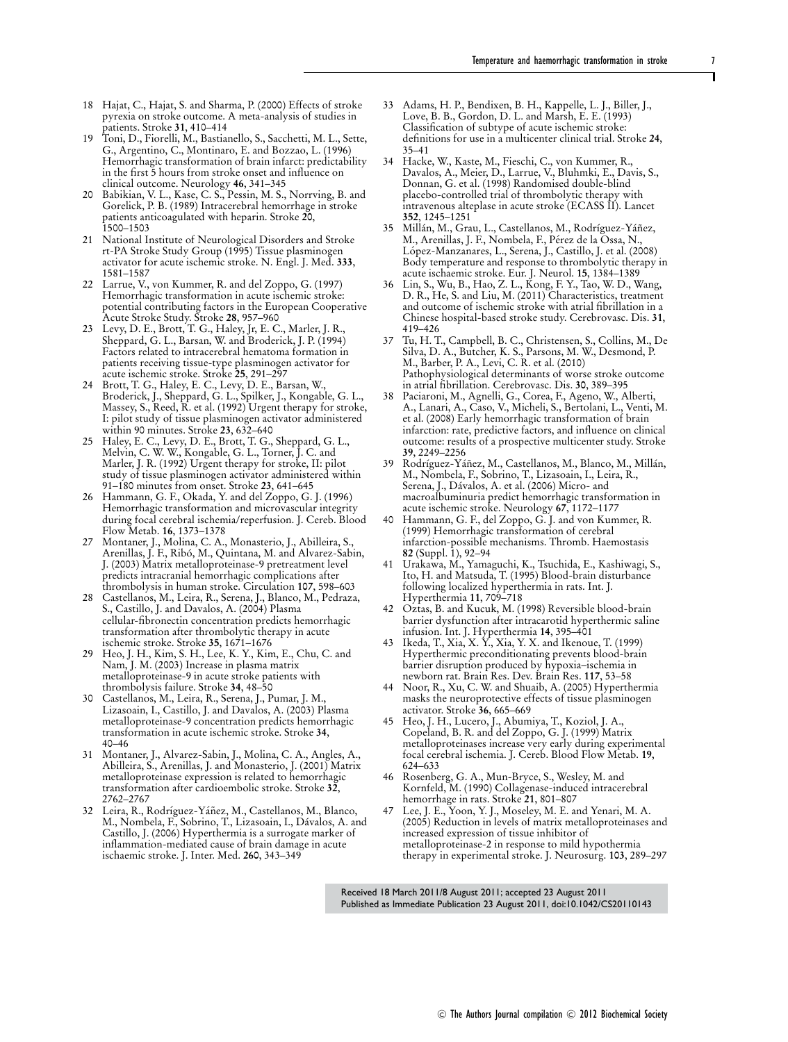18 Hajat, C., Hajat, S. and Sharma, P. (2000) Effects of stroke pyrexia on stroke outcome. A meta-analysis of studies in patients. Stroke **31**, 410–414

19 Toni, D., Fiorelli, M., Bastianello, S., Sacchetti, M. L., Sette, G., Argentino, C., Montinaro, E. and Bozzao, L. (1996) Hemorrhagic transformation of brain infarct: predictability in the first 5 hours from stroke onset and influence on clinical outcome. Neurology **46**, 341–345

20 Babikian, V. L., Kase, C. S., Pessin, M. S., Norrving, B. and Gorelick, P. B. (1989) Intracerebral hemorrhage in stroke patients anticoagulated with heparin. Stroke **20**, 1500–1503

21 National Institute of Neurological Disorders and Stroke rt-PA Stroke Study Group (1995) Tissue plasminogen activator for acute ischemic stroke. N. Engl. J. Med. **333**, 1581–1587

22 Larrue, V., von Kummer, R. and del Zoppo, G. (1997) Hemorrhagic transformation in acute ischemic stroke: potential contributing factors in the European Cooperative Acute Stroke Study. Stroke **28**, 957–960

23 Levy, D. E., Brott, T. G., Haley, Jr, E. C., Marler, J. R., Sheppard, G. L., Barsan, W. and Broderick, J. P. (1994) Factors related to intracerebral hematoma formation in patients receiving tissue-type plasminogen activator for acute ischemic stroke. Stroke **25**, 291–297

24 Brott, T. G., Haley, E. C., Levy, D. E., Barsan, W., Broderick, J., Sheppard, G. L., Spilker, J., Kongable, G. L., Massey, S., Reed, R. et al. (1992) Urgent therapy for stroke, I: pilot study of tissue plasminogen activator administered within 90 minutes. Stroke **23**, 632–640

25 Haley, E. C., Levy, D. E., Brott, T. G., Sheppard, G. L., Melvin, C. W. W., Kongable, G. L., Torner, J. C. and Marler, J. R. (1992) Urgent therapy for stroke, II: pilot study of tissue plasminogen activator administered within 91–180 minutes from onset. Stroke **23**, 641–645

26 Hammann, G. F., Okada, Y. and del Zoppo, G. J. (1996) Hemorrhagic transformation and microvascular integrity during focal cerebral ischemia/reperfusion. J. Cereb. Blood Flow Metab. **16**, 1373–1378

27 Montaner, J., Molina, C. A., Monasterio, J., Abilleira, S., Arenillas, J. F., Ribó, M., Quintana, M. and Alvarez-Sabin, J. (2003) Matrix metalloproteinase-9 pretreatment level predicts intracranial hemorrhagic complications after thrombolysis in human stroke. Circulation **107**, 598–603

28 Castellanos, M., Leira, R., Serena, J., Blanco, M., Pedraza, S., Castillo, J. and Davalos, A. (2004) Plasma cellular-fibronectin concentration predicts hemorrhagic transformation after thrombolytic therapy in acute ischemic stroke. Stroke **35**, 1671–1676

29 Heo, J. H., Kim, S. H., Lee, K. Y., Kim, E., Chu, C. and Nam, J. M. (2003) Increase in plasma matrix metalloproteinase-9 in acute stroke patients with thrombolysis failure. Stroke **34**, 48–50

30 Castellanos, M., Leira, R., Serena, J., Pumar, J. M., Lizasoain, I., Castillo, J. and Davalos, A. (2003) Plasma metalloproteinase-9 concentration predicts hemorrhagic transformation in acute ischemic stroke. Stroke **34**, 40–46

31 Montaner, J., Alvarez-Sabin, J., Molina, C. A., Angles, A., Abilleira, S., Arenillas, J. and Monasterio, J. (2001) Matrix metalloproteinase expression is related to hemorrhagic transformation after cardioembolic stroke. Stroke **32**, 2762–2767

32 Leira, R., Rodríguez-Yáñez, M., Castellanos, M., Blanco, M., Nombela, F., Sobrino, T., Lizasoain, I., Dávalos, A. and Castillo, J. (2006) Hyperthermia is a surrogate marker of inflammation-mediated cause of brain damage in acute ischaemic stroke. J. Inter. Med. **260**, 343–349

33 Adams, H. P., Bendixen, B. H., Kappelle, L. J., Biller, J., Love, B. B., Gordon, D. L. and Marsh, E. E. (1993) Classification of subtype of acute ischemic stroke: definitions for use in a multicenter clinical trial. Stroke **24**, 35–41

34 Hacke, W., Kaste, M., Fieschi, C., von Kummer, R., Davalos, A., Meier, D., Larrue, V., Bluhmki, E., Davis, S., Donnan, G. et al. (1998) Randomised double-blind placebo-controlled trial of thrombolytic therapy with intravenous alteplase in acute stroke (ECASS II). Lancet **352**, 1245–1251

35 Millán, M., Grau, L., Castellanos, M., Rodríguez-Yáñez, M., Arenillas, J. F., Nombela, F., Pérez de la Ossa, N., López-Manzanares, L., Serena, J., Castillo, J. et al. (2008) Body temperature and response to thrombolytic therapy in acute ischaemic stroke. Eur. J. Neurol. **15**, 1384–1389

36 Lin, S., Wu, B., Hao, Z. L., Kong, F. Y., Tao, W. D., Wang, D. R., He, S. and Liu, M. (2011) Characteristics, treatment and outcome of ischemic stroke with atrial fibrillation in a Chinese hospital-based stroke study. Cerebrovasc. Dis. **31**, 419–426

37 Tu, H. T., Campbell, B. C., Christensen, S., Collins, M., De Silva, D. A., Butcher, K. S., Parsons, M. W., Desmond, P. M., Barber, P. A., Levi, C. R. et al. (2010) Pathophysiological determinants of worse stroke outcome in atrial fibrillation. Cerebrovasc. Dis. **30**, 389–395

38 Paciaroni, M., Agnelli, G., Corea, F., Ageno, W., Alberti, A., Lanari, A., Caso, V., Micheli, S., Bertolani, L., Venti, M. et al. (2008) Early hemorrhagic transformation of brain infarction: rate, predictive factors, and influence on clinical outcome: results of a prospective multicenter study. Stroke **39**, 2249–2256

39 Rodríguez-Yáñez, M., Castellanos, M., Blanco, M., Millán, M., Nombela, F., Sobrino, T., Lizasoain, I., Leira, R., Serena, J., Dávalos, A. et al. (2006) Micro- and macroalbuminuria predict hemorrhagic transformation in acute ischemic stroke. Neurology **67**, 1172–1177

40 Hammann, G. F., del Zoppo, G. J. and von Kummer, R. (1999) Hemorrhagic transformation of cerebral infarction-possible mechanisms. Thromb. Haemostasis **82** (Suppl. 1), 92–94

41 Urakawa, M., Yamaguchi, K., Tsuchida, E., Kashiwagi, S., Ito, H. and Matsuda, T. (1995) Blood-brain disturbance following localized hyperthermia in rats. Int. J. Hyperthermia **11**, 709–718

42 Oztas, B. and Kucuk, M. (1998) Reversible blood-brain barrier dysfunction after intracarotid hyperthermic saline infusion. Int. J. Hyperthermia **14**, 395–401

43 Ikeda, T., Xia, X. Y., Xia, Y. X. and Ikenoue, T. (1999) Hyperthermic preconditionating prevents blood-brain barrier disruption produced by hypoxia–ischemia in newborn rat. Brain Res. Dev. Brain Res. **117**, 53–58

44 Noor, R., Xu, C. W. and Shuaib, A. (2005) Hyperthermia masks the neuroprotective effects of tissue plasminogen activator. Stroke **36**, 665–669

45 Heo, J. H., Lucero, J., Abumiya, T., Koziol, J. A., Copeland, B. R. and del Zoppo, G. J. (1999) Matrix metalloproteinases increase very early during experimental focal cerebral ischemia. J. Cereb. Blood Flow Metab. **19**, 624–633

46 Rosenberg, G. A., Mun-Bryce, S., Wesley, M. and Kornfeld, M. (1990) Collagenase-induced intracerebral hemorrhage in rats. Stroke **21**, 801–807

47 Lee, J. E., Yoon, Y. J., Moseley, M. E. and Yenari, M. A. (2005) Reduction in levels of matrix metalloproteinases and increased expression of tissue inhibitor of metalloproteinase-2 in response to mild hypothermia therapy in experimental stroke. J. Neurosurg. **103**, 289–297

Received 18 March 2011/8 August 2011; accepted 23 August 2011
Published as Immediate Publication 23 August 2011, doi:10.1042/CS20110143